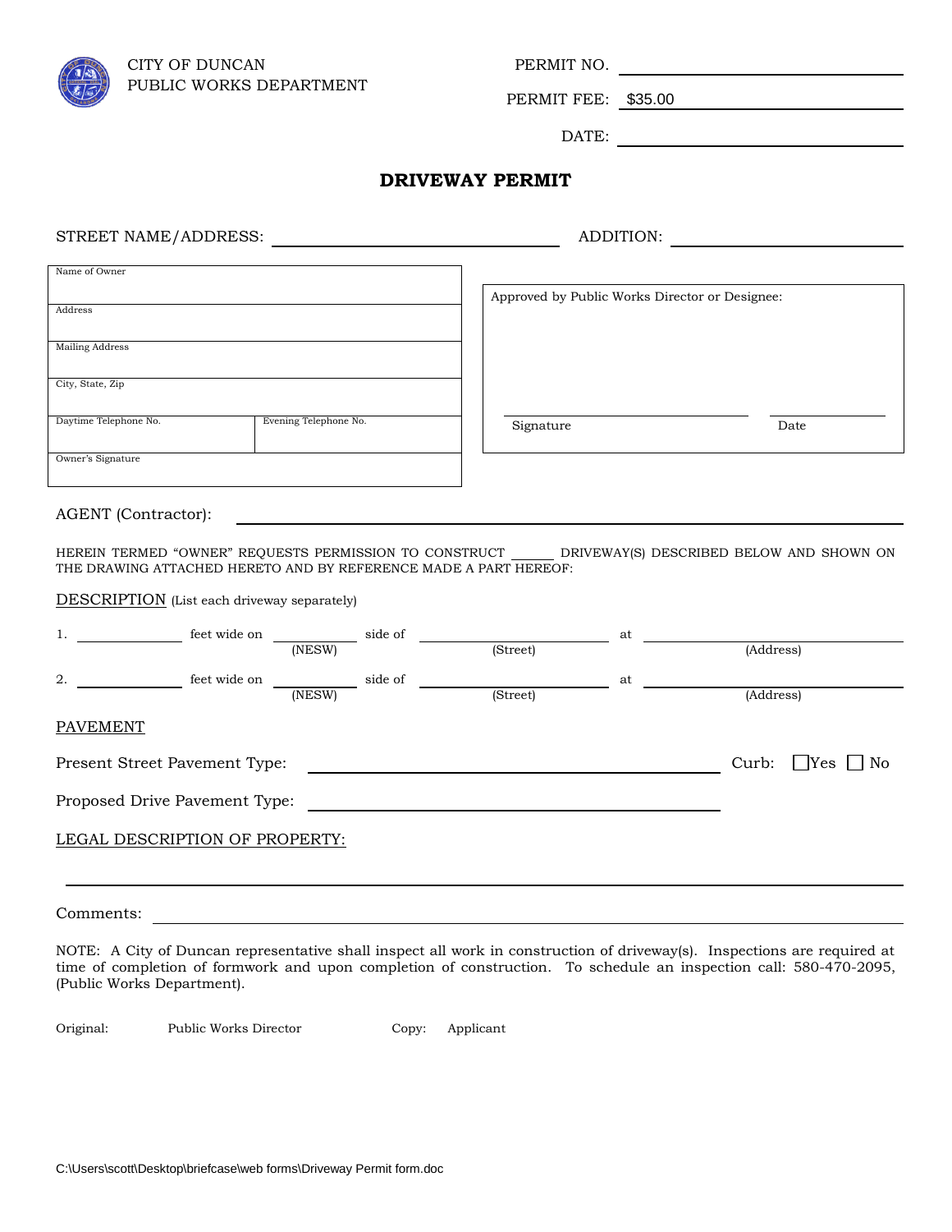CITY OF DUNCAN
PUBLIC WORKS DEPARTMENT

PERMIT NO. ______________________

PERMIT FEE: $35.00

DATE: ______________________

# DRIVEWAY PERMIT

STREET NAME/ADDRESS: ______________________ ADDITION: ______________________

| Name of Owner | |
|---|---|
| Address | |
| Mailing Address | |
| City, State, Zip | |
| Daytime Telephone No. | Evening Telephone No. |
| Owner's Signature | |

Approved by Public Works Director or Designee:

______________________ Signature ______________ Date

AGENT (Contractor): ______________________________________________

HEREIN TERMED "OWNER" REQUESTS PERMISSION TO CONSTRUCT ______ DRIVEWAY(S) DESCRIBED BELOW AND SHOWN ON THE DRAWING ATTACHED HERETO AND BY REFERENCE MADE A PART HEREOF:

DESCRIPTION (List each driveway separately)

1. __________ feet wide on __________ (NESW) side of __________________ (Street) at ______________________ (Address)

2. __________ feet wide on __________ (NESW) side of __________________ (Street) at ______________________ (Address)

PAVEMENT

Present Street Pavement Type: ______________________________ Curb: ☐ Yes ☐ No

Proposed Drive Pavement Type: ______________________________

LEGAL DESCRIPTION OF PROPERTY:

______________________________________________________________

Comments: ______________________________________________________

NOTE: A City of Duncan representative shall inspect all work in construction of driveway(s). Inspections are required at time of completion of formwork and upon completion of construction. To schedule an inspection call: 580-470-2095, (Public Works Department).

Original: Public Works Director Copy: Applicant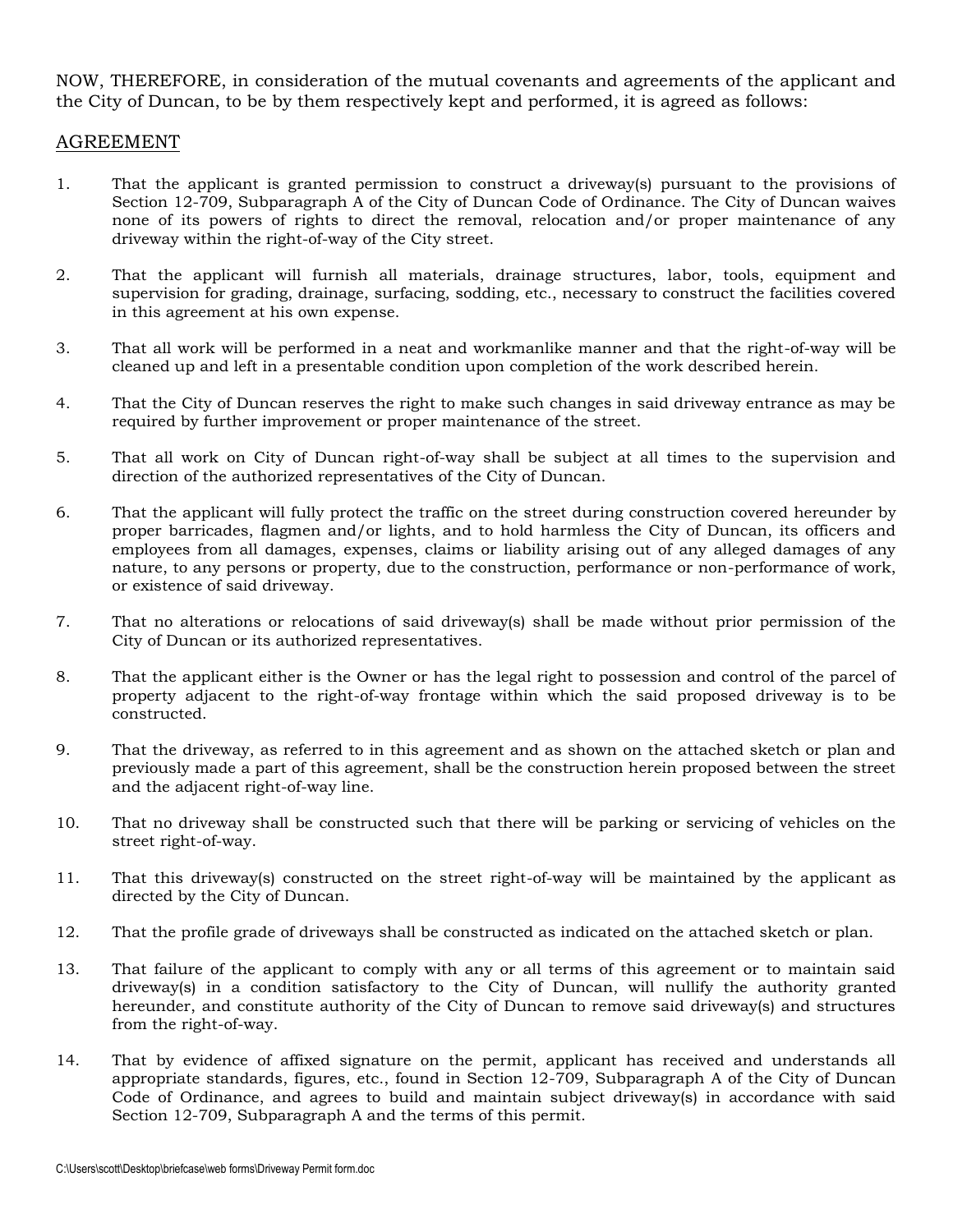NOW, THEREFORE, in consideration of the mutual covenants and agreements of the applicant and the City of Duncan, to be by them respectively kept and performed, it is agreed as follows:

## AGREEMENT

1. That the applicant is granted permission to construct a driveway(s) pursuant to the provisions of Section 12-709, Subparagraph A of the City of Duncan Code of Ordinance. The City of Duncan waives none of its powers of rights to direct the removal, relocation and/or proper maintenance of any driveway within the right-of-way of the City street.

2. That the applicant will furnish all materials, drainage structures, labor, tools, equipment and supervision for grading, drainage, surfacing, sodding, etc., necessary to construct the facilities covered in this agreement at his own expense.

3. That all work will be performed in a neat and workmanlike manner and that the right-of-way will be cleaned up and left in a presentable condition upon completion of the work described herein.

4. That the City of Duncan reserves the right to make such changes in said driveway entrance as may be required by further improvement or proper maintenance of the street.

5. That all work on City of Duncan right-of-way shall be subject at all times to the supervision and direction of the authorized representatives of the City of Duncan.

6. That the applicant will fully protect the traffic on the street during construction covered hereunder by proper barricades, flagmen and/or lights, and to hold harmless the City of Duncan, its officers and employees from all damages, expenses, claims or liability arising out of any alleged damages of any nature, to any persons or property, due to the construction, performance or non-performance of work, or existence of said driveway.

7. That no alterations or relocations of said driveway(s) shall be made without prior permission of the City of Duncan or its authorized representatives.

8. That the applicant either is the Owner or has the legal right to possession and control of the parcel of property adjacent to the right-of-way frontage within which the said proposed driveway is to be constructed.

9. That the driveway, as referred to in this agreement and as shown on the attached sketch or plan and previously made a part of this agreement, shall be the construction herein proposed between the street and the adjacent right-of-way line.

10. That no driveway shall be constructed such that there will be parking or servicing of vehicles on the street right-of-way.

11. That this driveway(s) constructed on the street right-of-way will be maintained by the applicant as directed by the City of Duncan.

12. That the profile grade of driveways shall be constructed as indicated on the attached sketch or plan.

13. That failure of the applicant to comply with any or all terms of this agreement or to maintain said driveway(s) in a condition satisfactory to the City of Duncan, will nullify the authority granted hereunder, and constitute authority of the City of Duncan to remove said driveway(s) and structures from the right-of-way.

14. That by evidence of affixed signature on the permit, applicant has received and understands all appropriate standards, figures, etc., found in Section 12-709, Subparagraph A of the City of Duncan Code of Ordinance, and agrees to build and maintain subject driveway(s) in accordance with said Section 12-709, Subparagraph A and the terms of this permit.

C:\Users\scott\Desktop\briefcase\web forms\Driveway Permit form.doc